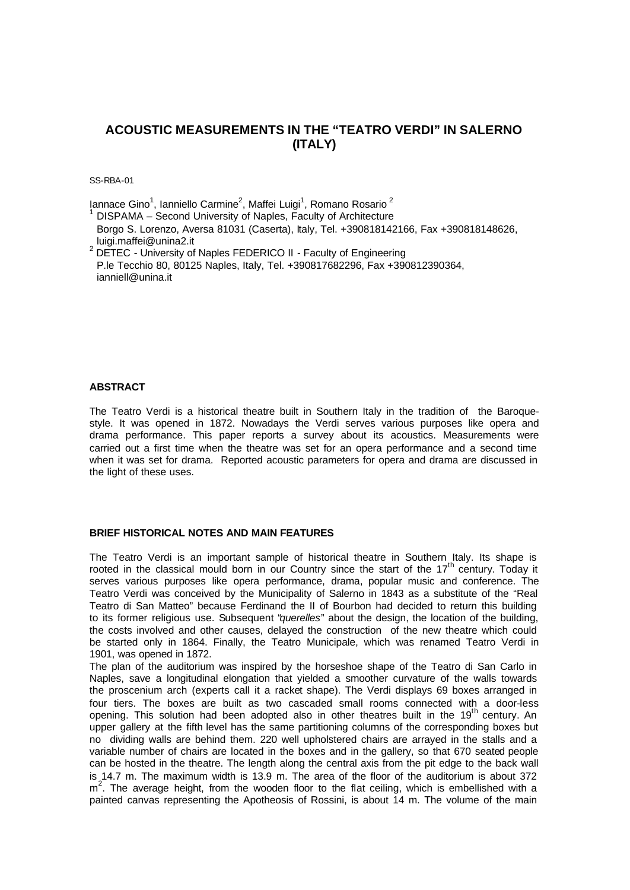# ACOUSTIC MEASUREMENTS IN THE "TEATRO VERDI" IN SALERNO (ITALY)

SS-RBA-01

Iannace Gino[1], Ianniello Carmine[2], Maffei Luigi[1], Romano Rosario[2]

[1] DISPAMA – Second University of Naples, Faculty of Architecture
Borgo S. Lorenzo, Aversa 81031 (Caserta), Italy, Tel. +390818142166, Fax +390818148626, luigi.maffei@unina2.it

[2] DETEC - University of Naples FEDERICO II - Faculty of Engineering
P.le Tecchio 80, 80125 Naples, Italy, Tel. +390817682296, Fax +390812390364, ianniell@unina.it

## ABSTRACT

The Teatro Verdi is a historical theatre built in Southern Italy in the tradition of the Baroque-style. It was opened in 1872. Nowadays the Verdi serves various purposes like opera and drama performance. This paper reports a survey about its acoustics. Measurements were carried out a first time when the theatre was set for an opera performance and a second time when it was set for drama. Reported acoustic parameters for opera and drama are discussed in the light of these uses.

## BRIEF HISTORICAL NOTES AND MAIN FEATURES

The Teatro Verdi is an important sample of historical theatre in Southern Italy. Its shape is rooted in the classical mould born in our Country since the start of the 17th century. Today it serves various purposes like opera performance, drama, popular music and conference. The Teatro Verdi was conceived by the Municipality of Salerno in 1843 as a substitute of the "Real Teatro di San Matteo" because Ferdinand the II of Bourbon had decided to return this building to its former religious use. Subsequent "*querelles*" about the design, the location of the building, the costs involved and other causes, delayed the construction of the new theatre which could be started only in 1864. Finally, the Teatro Municipale, which was renamed Teatro Verdi in 1901, was opened in 1872.

The plan of the auditorium was inspired by the horseshoe shape of the Teatro di San Carlo in Naples, save a longitudinal elongation that yielded a smoother curvature of the walls towards the proscenium arch (experts call it a racket shape). The Verdi displays 69 boxes arranged in four tiers. The boxes are built as two cascaded small rooms connected with a door-less opening. This solution had been adopted also in other theatres built in the 19th century. An upper gallery at the fifth level has the same partitioning columns of the corresponding boxes but no dividing walls are behind them. 220 well upholstered chairs are arrayed in the stalls and a variable number of chairs are located in the boxes and in the gallery, so that 670 seated people can be hosted in the theatre. The length along the central axis from the pit edge to the back wall is 14.7 m. The maximum width is 13.9 m. The area of the floor of the auditorium is about 372 $m^2$. The average height, from the wooden floor to the flat ceiling, which is embellished with a painted canvas representing the Apotheosis of Rossini, is about 14 m. The volume of the main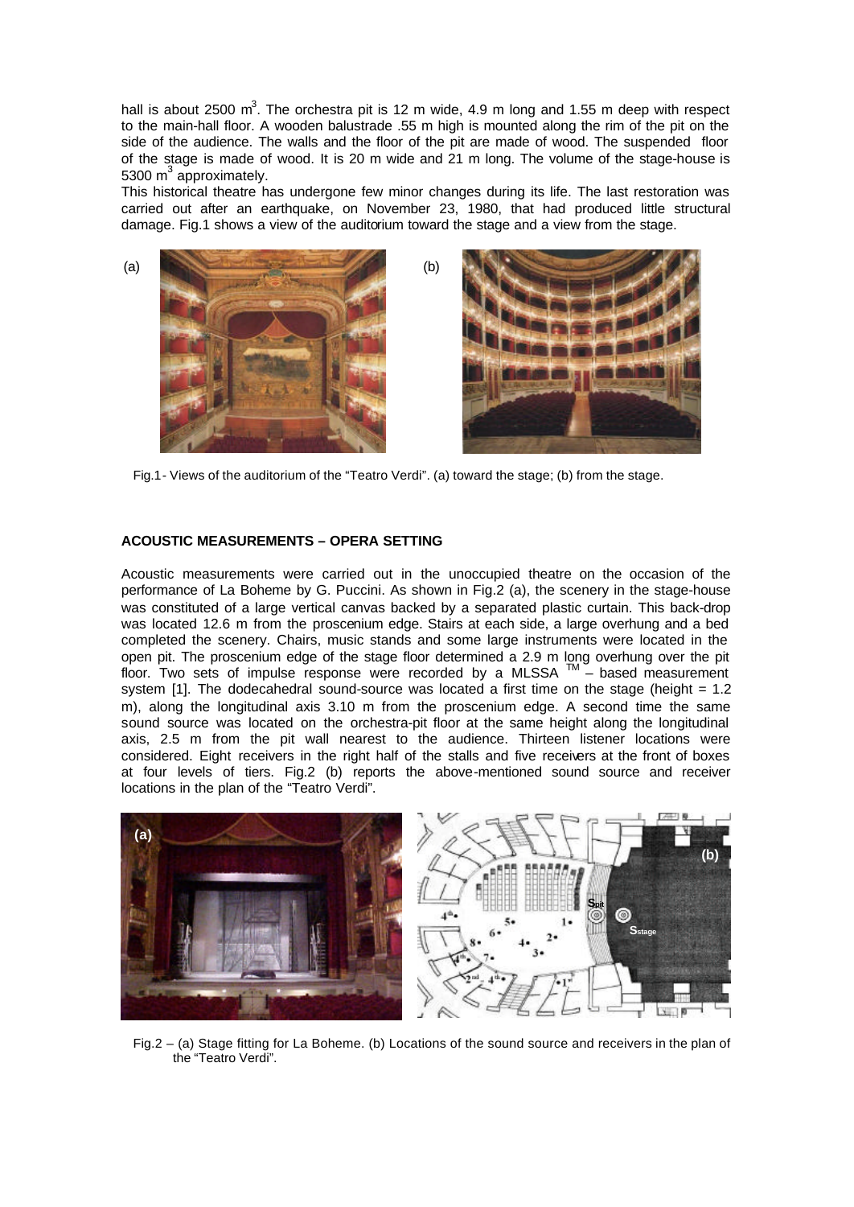hall is about 2500 $m^3$. The orchestra pit is 12 m wide, 4.9 m long and 1.55 m deep with respect to the main-hall floor. A wooden balustrade .55 m high is mounted along the rim of the pit on the side of the audience. The walls and the floor of the pit are made of wood. The suspended floor of the stage is made of wood. It is 20 m wide and 21 m long. The volume of the stage-house is 5300 $m^3$ approximately.

This historical theatre has undergone few minor changes during its life. The last restoration was carried out after an earthquake, on November 23, 1980, that had produced little structural damage. Fig.1 shows a view of the auditorium toward the stage and a view from the stage.

Fig.1 - Views of the auditorium of the "Teatro Verdi". (a) toward the stage; (b) from the stage.

## ACOUSTIC MEASUREMENTS – OPERA SETTING

Acoustic measurements were carried out in the unoccupied theatre on the occasion of the performance of La Boheme by G. Puccini. As shown in Fig.2 (a), the scenery in the stage-house was constituted of a large vertical canvas backed by a separated plastic curtain. This back-drop was located 12.6 m from the proscenium edge. Stairs at each side, a large overhung and a bed completed the scenery. Chairs, music stands and some large instruments were located in the open pit. The proscenium edge of the stage floor determined a 2.9 m long overhung over the pit floor. Two sets of impulse response were recorded by a MLSSA ™ – based measurement system [1]. The dodecahedral sound-source was located a first time on the stage (height = 1.2 m), along the longitudinal axis 3.10 m from the proscenium edge. A second time the same sound source was located on the orchestra-pit floor at the same height along the longitudinal axis, 2.5 m from the pit wall nearest to the audience. Thirteen listener locations were considered. Eight receivers in the right half of the stalls and five receivers at the front of boxes at four levels of tiers. Fig.2 (b) reports the above-mentioned sound source and receiver locations in the plan of the "Teatro Verdi".

Fig.2 – (a) Stage fitting for La Boheme. (b) Locations of the sound source and receivers in the plan of the "Teatro Verdi".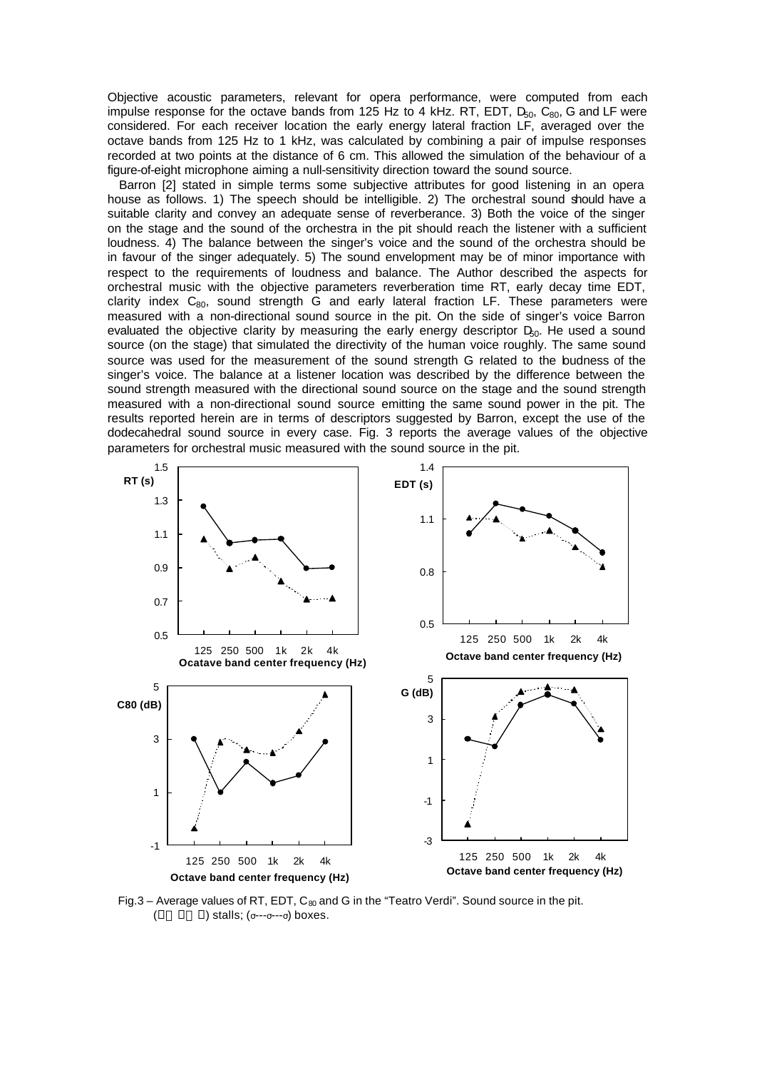Objective acoustic parameters, relevant for opera performance, were computed from each impulse response for the octave bands from 125 Hz to 4 kHz. RT, EDT, $D_{50}$, $C_{80}$, G and LF were considered. For each receiver location the early energy lateral fraction LF, averaged over the octave bands from 125 Hz to 1 kHz, was calculated by combining a pair of impulse responses recorded at two points at the distance of 6 cm. This allowed the simulation of the behaviour of a figure-of-eight microphone aiming a null-sensitivity direction toward the sound source.

Barron [2] stated in simple terms some subjective attributes for good listening in an opera house as follows. 1) The speech should be intelligible. 2) The orchestral sound should have a suitable clarity and convey an adequate sense of reverberance. 3) Both the voice of the singer on the stage and the sound of the orchestra in the pit should reach the listener with a sufficient loudness. 4) The balance between the singer's voice and the sound of the orchestra should be in favour of the singer adequately. 5) The sound envelopment may be of minor importance with respect to the requirements of loudness and balance. The Author described the aspects for orchestral music with the objective parameters reverberation time RT, early decay time EDT, clarity index $C_{80}$, sound strength G and early lateral fraction LF. These parameters were measured with a non-directional sound source in the pit. On the side of singer's voice Barron evaluated the objective clarity by measuring the early energy descriptor $D_{50}$. He used a sound source (on the stage) that simulated the directivity of the human voice roughly. The same sound source was used for the measurement of the sound strength G related to the loudness of the singer's voice. The balance at a listener location was described by the difference between the sound strength measured with the directional sound source on the stage and the sound strength measured with a non-directional sound source emitting the same sound power in the pit. The results reported herein are in terms of descriptors suggested by Barron, except the use of the dodecahedral sound source in every case. Fig. 3 reports the average values of the objective parameters for orchestral music measured with the sound source in the pit.

Fig.3 – Average values of RT, EDT, $C_{80}$ and G in the "Teatro Verdi". Sound source in the pit. (—●—●—) stalls; (▲---▲---▲) boxes.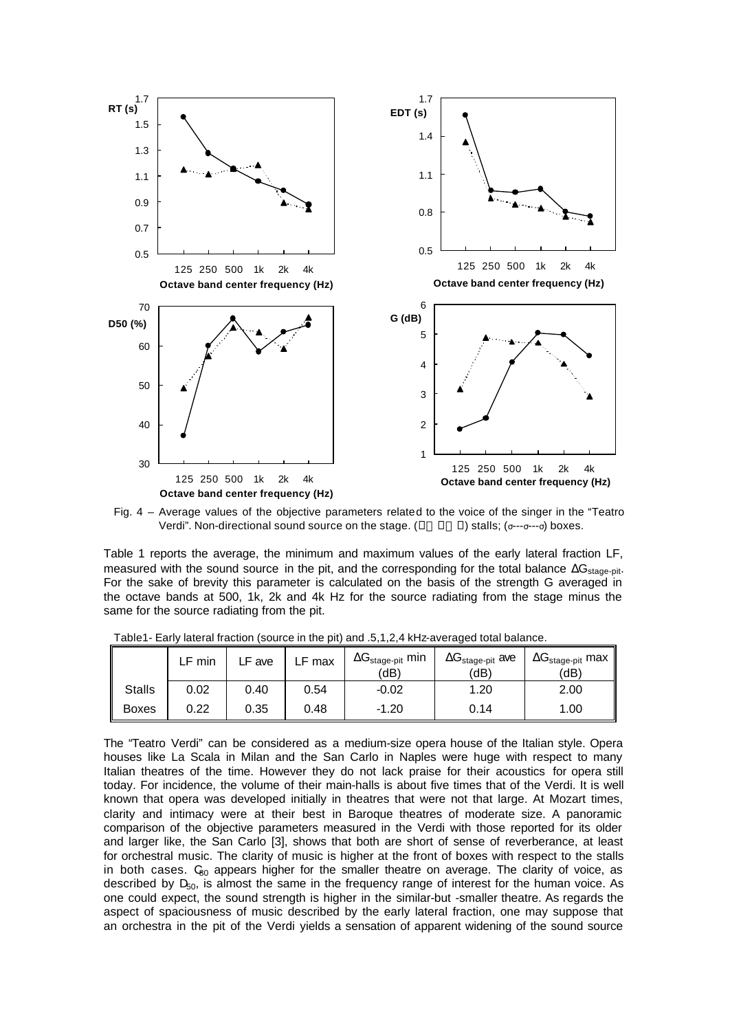Fig. 4 – Average values of the objective parameters related to the voice of the singer in the "Teatro Verdi". Non-directional sound source on the stage. (——) stalls; (---) boxes.

Table 1 reports the average, the minimum and maximum values of the early lateral fraction LF, measured with the sound source in the pit, and the corresponding for the total balance $\Delta G_{stage\text{-}pit}$. For the sake of brevity this parameter is calculated on the basis of the strength G averaged in the octave bands at 500, 1k, 2k and 4k Hz for the source radiating from the stage minus the same for the source radiating from the pit.

Table1- Early lateral fraction (source in the pit) and .5,1,2,4 kHz-averaged total balance.

| | LF min | LF ave | LF max | $\Delta G_{stage\text{-}pit}$ min (dB) | $\Delta G_{stage\text{-}pit}$ ave (dB) | $\Delta G_{stage\text{-}pit}$ max (dB) |
|---|---|---|---|---|---|---|
| Stalls | 0.02 | 0.40 | 0.54 | -0.02 | 1.20 | 2.00 |
| Boxes | 0.22 | 0.35 | 0.48 | -1.20 | 0.14 | 1.00 |

The "Teatro Verdi" can be considered as a medium-size opera house of the Italian style. Opera houses like La Scala in Milan and the San Carlo in Naples were huge with respect to many Italian theatres of the time. However they do not lack praise for their acoustics for opera still today. For incidence, the volume of their main-halls is about five times that of the Verdi. It is well known that opera was developed initially in theatres that were not that large. At Mozart times, clarity and intimacy were at their best in Baroque theatres of moderate size. A panoramic comparison of the objective parameters measured in the Verdi with those reported for its older and larger like, the San Carlo [3], shows that both are short of sense of reverberance, at least for orchestral music. The clarity of music is higher at the front of boxes with respect to the stalls in both cases. $C_{80}$ appears higher for the smaller theatre on average. The clarity of voice, as described by $D_{50}$, is almost the same in the frequency range of interest for the human voice. As one could expect, the sound strength is higher in the similar-but -smaller theatre. As regards the aspect of spaciousness of music described by the early lateral fraction, one may suppose that an orchestra in the pit of the Verdi yields a sensation of apparent widening of the sound source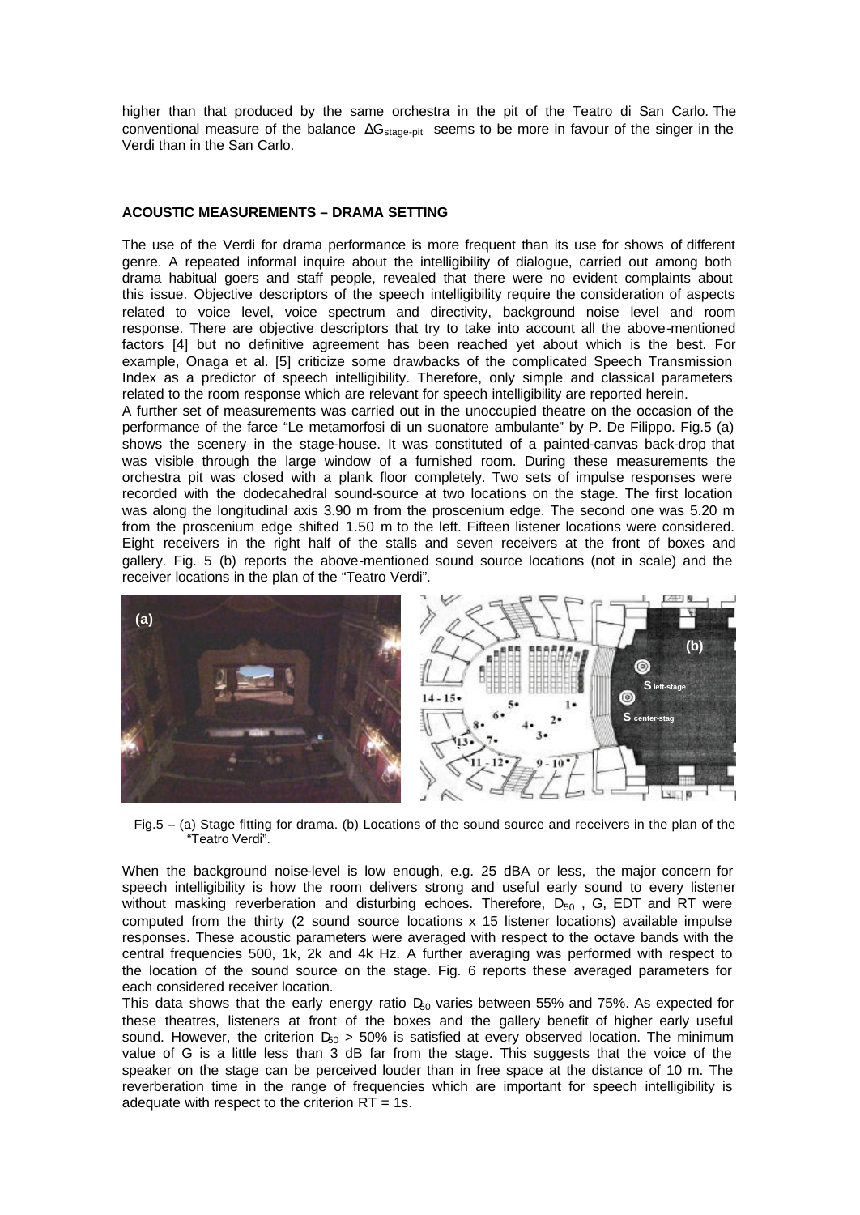higher than that produced by the same orchestra in the pit of the Teatro di San Carlo. The conventional measure of the balance $\Delta G_{stage-pit}$ seems to be more in favour of the singer in the Verdi than in the San Carlo.

## ACOUSTIC MEASUREMENTS – DRAMA SETTING

The use of the Verdi for drama performance is more frequent than its use for shows of different genre. A repeated informal inquire about the intelligibility of dialogue, carried out among both drama habitual goers and staff people, revealed that there were no evident complaints about this issue. Objective descriptors of the speech intelligibility require the consideration of aspects related to voice level, voice spectrum and directivity, background noise level and room response. There are objective descriptors that try to take into account all the above-mentioned factors [4] but no definitive agreement has been reached yet about which is the best. For example, Onaga et al. [5] criticize some drawbacks of the complicated Speech Transmission Index as a predictor of speech intelligibility. Therefore, only simple and classical parameters related to the room response which are relevant for speech intelligibility are reported herein.

A further set of measurements was carried out in the unoccupied theatre on the occasion of the performance of the farce "Le metamorfosi di un suonatore ambulante" by P. De Filippo. Fig.5 (a) shows the scenery in the stage-house. It was constituted of a painted-canvas back-drop that was visible through the large window of a furnished room. During these measurements the orchestra pit was closed with a plank floor completely. Two sets of impulse responses were recorded with the dodecahedral sound-source at two locations on the stage. The first location was along the longitudinal axis 3.90 m from the proscenium edge. The second one was 5.20 m from the proscenium edge shifted 1.50 m to the left. Fifteen listener locations were considered. Eight receivers in the right half of the stalls and seven receivers at the front of boxes and gallery. Fig. 5 (b) reports the above-mentioned sound source locations (not in scale) and the receiver locations in the plan of the "Teatro Verdi".

Fig.5 – (a) Stage fitting for drama. (b) Locations of the sound source and receivers in the plan of the "Teatro Verdi".

When the background noise-level is low enough, e.g. 25 dBA or less, the major concern for speech intelligibility is how the room delivers strong and useful early sound to every listener without masking reverberation and disturbing echoes. Therefore, $D_{50}$ , G, EDT and RT were computed from the thirty (2 sound source locations x 15 listener locations) available impulse responses. These acoustic parameters were averaged with respect to the octave bands with the central frequencies 500, 1k, 2k and 4k Hz. A further averaging was performed with respect to the location of the sound source on the stage. Fig. 6 reports these averaged parameters for each considered receiver location.

This data shows that the early energy ratio $D_{50}$ varies between 55% and 75%. As expected for these theatres, listeners at front of the boxes and the gallery benefit of higher early useful sound. However, the criterion $D_{50}$ > 50% is satisfied at every observed location. The minimum value of G is a little less than 3 dB far from the stage. This suggests that the voice of the speaker on the stage can be perceived louder than in free space at the distance of 10 m. The reverberation time in the range of frequencies which are important for speech intelligibility is adequate with respect to the criterion RT = 1s.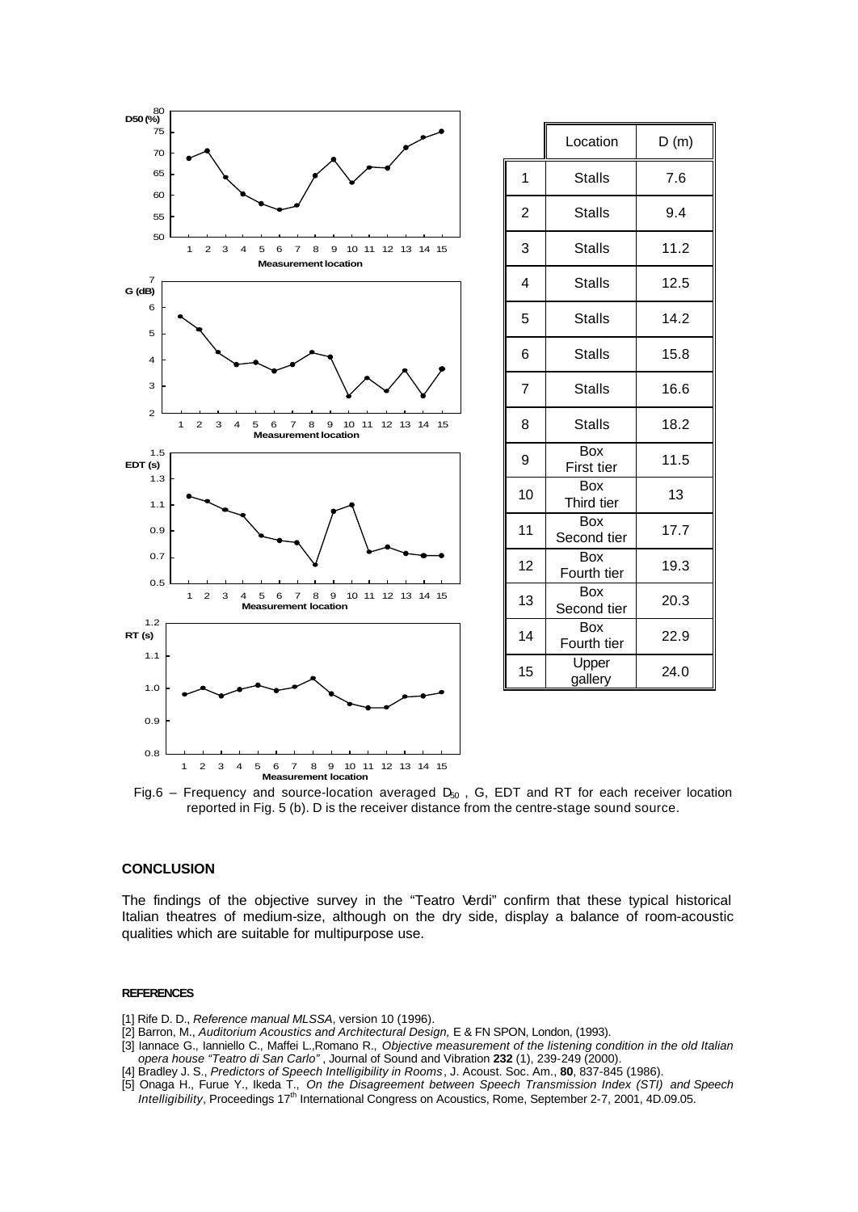80
D50 (%)
75
70
65
60
55
50
1 2 3 4 5 6 7 8 9 10 11 12 13 14 15
Measurement location

7
G (dB)
6
5
4
3
2
1 2 3 4 5 6 7 8 9 10 11 12 13 14 15
Measurement location

1.5
EDT (s)
1.3
1.1
0.9
0.7
0.5
1 2 3 4 5 6 7 8 9 10 11 12 13 14 15
Measurement location

1.2
RT (s)
1.1
1.0
0.9
0.8
1 2 3 4 5 6 7 8 9 10 11 12 13 14 15
Measurement location

| | Location | D (m) |
|---|---|---|
| 1 | Stalls | 7.6 |
| 2 | Stalls | 9.4 |
| 3 | Stalls | 11.2 |
| 4 | Stalls | 12.5 |
| 5 | Stalls | 14.2 |
| 6 | Stalls | 15.8 |
| 7 | Stalls | 16.6 |
| 8 | Stalls | 18.2 |
| 9 | Box First tier | 11.5 |
| 10 | Box Third tier | 13 |
| 11 | Box Second tier | 17.7 |
| 12 | Box Fourth tier | 19.3 |
| 13 | Box Second tier | 20.3 |
| 14 | Box Fourth tier | 22.9 |
| 15 | Upper gallery | 24.0 |

Fig.6 – Frequency and source-location averaged $D_{50}$ , G, EDT and RT for each receiver location reported in Fig. 5 (b). D is the receiver distance from the centre-stage sound source.

## CONCLUSION

The findings of the objective survey in the "Teatro Verdi" confirm that these typical historical Italian theatres of medium-size, although on the dry side, display a balance of room-acoustic qualities which are suitable for multipurpose use.

## REFERENCES

[1] Rife D. D., *Reference manual MLSSA*, version 10 (1996).

[2] Barron, M., *Auditorium Acoustics and Architectural Design,* E & FN SPON, London, (1993).

[3] Iannace G., Ianniello C., Maffei L.,Romano R., *Objective measurement of the listening condition in the old Italian opera house "Teatro di San Carlo"* , Journal of Sound and Vibration **232** (1), 239-249 (2000).

[4] Bradley J. S., *Predictors of Speech Intelligibility in Rooms*, J. Acoust. Soc. Am., **80**, 837-845 (1986).

[5] Onaga H., Furue Y., Ikeda T., *On the Disagreement between Speech Transmission Index (STI) and Speech Intelligibility*, Proceedings 17th International Congress on Acoustics, Rome, September 2-7, 2001, 4D.09.05.